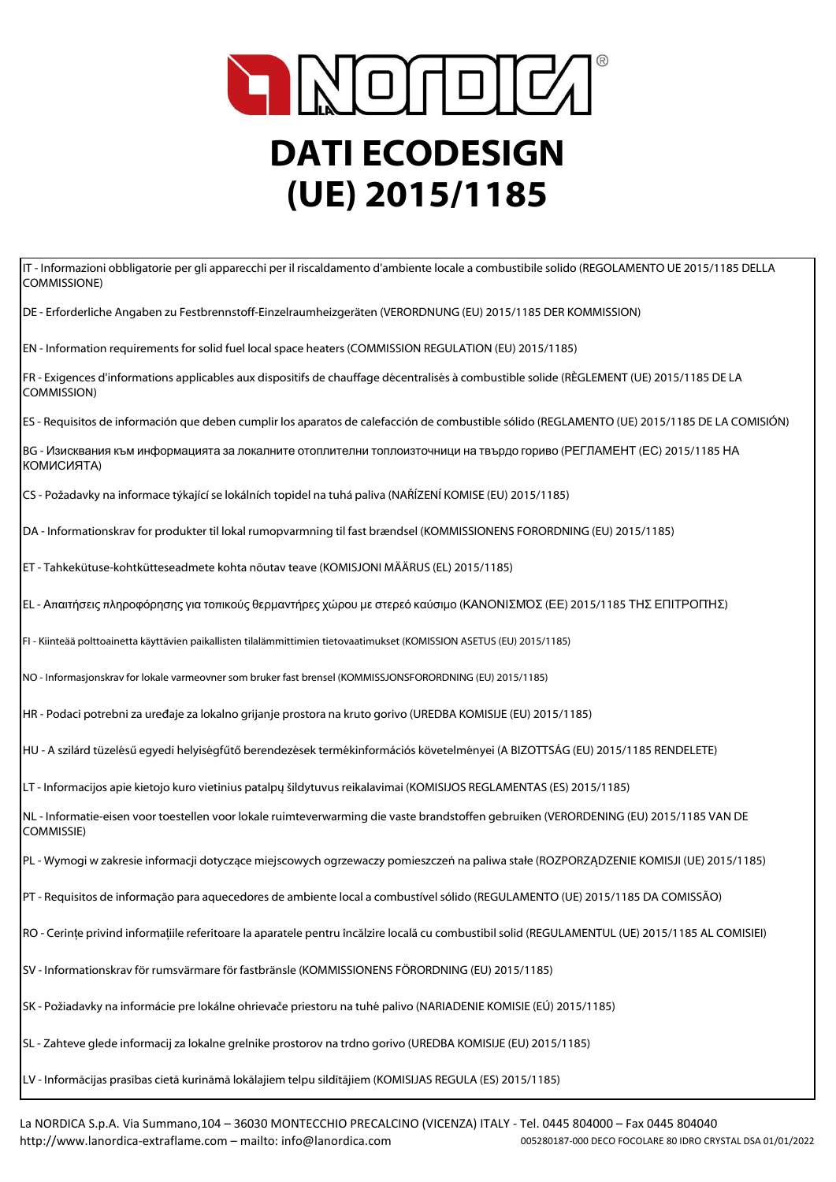# DATI ECODESIGN (UE) 2015/1185

IT - Informazioni obbligatorie per gli apparecchi per il riscaldamento d'ambiente locale a combustibile solido (REGOLAMENTO UE 2015/1185 DELLA COMMISSIONE)

DE - Erforderliche Angaben zu Festbrennstoff-Einzelraumheizgeräten (VERORDNUNG (EU) 2015/1185 DER KOMMISSION)

EN - Information requirements for solid fuel local space heaters (COMMISSION REGULATION (EU) 2015/1185)

FR - Exigences d'informations applicables aux dispositifs de chauffage décentralisés à combustible solide (RÈGLEMENT (UE) 2015/1185 DE LA COMMISSION)

ES - Requisitos de información que deben cumplir los aparatos de calefacción de combustible sólido (REGLAMENTO (UE) 2015/1185 DE LA COMISIÓN)

BG - Изисквания към информацията за локалните отоплителни топлоизточници на твърдо гориво (РЕГЛАМЕНТ (ЕС) 2015/1185 НА КОМИСИЯТА)

CS - Požadavky na informace týkající se lokálních topidel na tuhá paliva (NAŘÍZENÍ KOMISE (EU) 2015/1185)

DA - Informationskrav for produkter til lokal rumopvarmning til fast brændsel (KOMMISSIONENS FORORDNING (EU) 2015/1185)

ET - Tahkekütuse-kohtkütteseadmete kohta nõutav teave (KOMISJONI MÄÄRUS (EL) 2015/1185)

EL - Απαιτήσεις πληροφόρησης για τοπικούς θερμαντήρες χώρου με στερεό καύσιμο (ΚΑΝΟΝΙΣΜΌΣ (ΕΕ) 2015/1185 ΤΗΣ ΕΠΙΤΡΟΠΗΣ)

FI - Kiinteää polttoainetta käyttävien paikallisten tilalämmittimien tietovaatimukset (KOMISSION ASETUS (EU) 2015/1185)

NO - Informasjonskrav for lokale varmeovner som bruker fast brensel (KOMMISSJONSFORORDNING (EU) 2015/1185)

HR - Podaci potrebni za uređaje za lokalno grijanje prostora na kruto gorivo (UREDBA KOMISIJE (EU) 2015/1185)

HU - A szilárd tüzelésű egyedi helyiségfűtő berendezések termékinformációs követelményei (A BIZOTTSÁG (EU) 2015/1185 RENDELETE)

LT - Informacijos apie kietojo kuro vietinius patalpų šildytuvus reikalavimai (KOMISIJOS REGLAMENTAS (ES) 2015/1185)

NL - Informatie-eisen voor toestellen voor lokale ruimteverwarming die vaste brandstoffen gebruiken (VERORDENING (EU) 2015/1185 VAN DE COMMISSIE)

PL - Wymogi w zakresie informacji dotyczące miejscowych ogrzewaczy pomieszczeń na paliwa stałe (ROZPORZĄDZENIE KOMISJI (UE) 2015/1185)

PT - Requisitos de informação para aquecedores de ambiente local a combustível sólido (REGULAMENTO (UE) 2015/1185 DA COMISSÃO)

RO - Cerințe privind informațiile referitoare la aparatele pentru încălzire locală cu combustibil solid (REGULAMENTUL (UE) 2015/1185 AL COMISIEI)

SV - Informationskrav för rumsvärmare för fastbränsle (KOMMISSIONENS FÖRORDNING (EU) 2015/1185)

SK - Požiadavky na informácie pre lokálne ohrievače priestoru na tuhé palivo (NARIADENIE KOMISIE (EÚ) 2015/1185)

SL - Zahteve glede informacij za lokalne grelnike prostorov na trdno gorivo (UREDBA KOMISIJE (EU) 2015/1185)

LV - Informācijas prasības cietā kurināmā lokālajiem telpu sildītājiem (KOMISIJAS REGULA (ES) 2015/1185)

La NORDICA S.p.A. Via Summano,104 – 36030 MONTECCHIO PRECALCINO (VICENZA) ITALY - Tel. 0445 804000 – Fax 0445 804040
http://www.lanordica-extraflame.com – mailto: info@lanordica.com
005280187-000 DECO FOCOLARE 80 IDRO CRYSTAL DSA 01/01/2022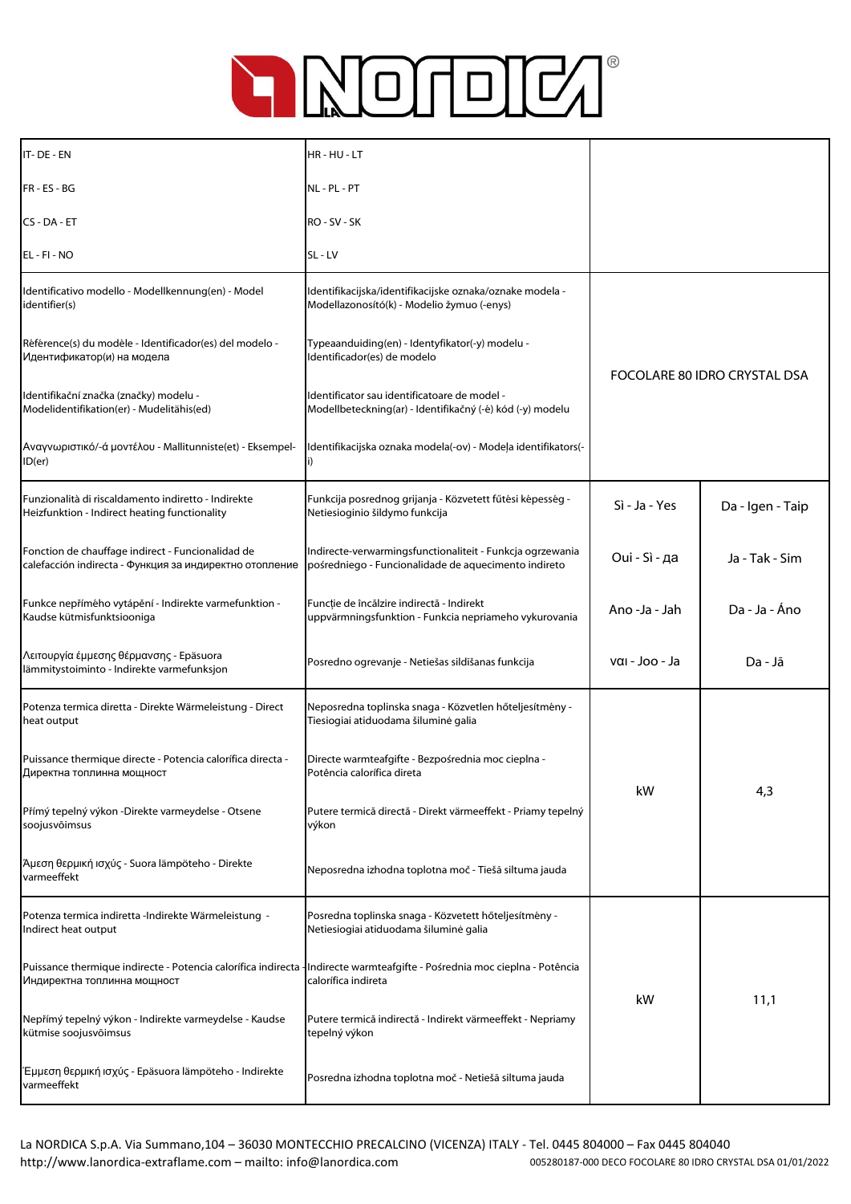# LA NORDICA

| IT- DE - EN | HR - HU - LT | | |
|---|---|---|---|
| FR - ES - BG | NL - PL - PT | | |
| CS - DA - ET | RO - SV - SK | | |
| EL - FI - NO | SL - LV | | |
| Identificativo modello - Modellkennung(en) - Model identifier(s) | Identifikacijska/identifikacijske oznaka/oznake modela - Modellazonosító(k) - Modelio žymuo (-enys) | FOCOLARE 80 IDRO CRYSTAL DSA | |
| Référence(s) du modèle - Identificador(es) del modelo - Идентификатор(и) на модела | Typeaanduiding(en) - Identyfikator(-y) modelu - Identificador(es) de modelo | | |
| Identifikační značka (značky) modelu - Modelidentifikation(er) - Mudelitähis(ed) | Identificator sau identificatoare de model - Modellbeteckning(ar) - Identifikačný (-é) kód (-y) modelu | | |
| Αναγνωριστικό/-ά μοντέλου - Mallitunniste(et) - Eksempel-ID(er) | Identifikacijska oznaka modela(-ov) - Modeļa identifikators(-i) | | |
| Funzionalità di riscaldamento indiretto - Indirekte Heizfunktion - Indirect heating functionality | Funkcija posrednog grijanja - Közvetett fűtési képesség - Netiesioginio šildymo funkcija | Sì - Ja - Yes | Da - Igen - Taip |
| Fonction de chauffage indirect - Funcionalidad de calefacción indirecta - Функция за индиректно отопление | Indirecte-verwarmingsfunctionaliteit - Funkcja ogrzewania pośredniego - Funcionalidade de aquecimento indireto | Oui - Sì - да | Ja - Tak - Sim |
| Funkce nepřímého vytápění - Indirekte varmefunktion - Kaudse kütmisfunktsiooniga | Funcție de încălzire indirectă - Indirekt uppvärmningsfunktion - Funkcia nepriameho vykurovania | Ano -Ja - Jah | Da - Ja - Áno |
| Λειτουργία έμμεσης θέρμανσης - Epäsuora lämmitystoiminto - Indirekte varmefunksjon | Posredno ogrevanje - Netiešas sildīšanas funkcija | ναι - Joo - Ja | Da - Jā |
| Potenza termica diretta - Direkte Wärmeleistung - Direct heat output | Neposredna toplinska snaga - Közvetlen hőteljesítmény - Tiesiogiai atiduodama šiluminė galia | kW | 4,3 |
| Puissance thermique directe - Potencia calorífica directa - Директна топлинна мощност | Directe warmteafgifte - Bezpośrednia moc cieplna - Potência calorífica direta | | |
| Přímý tepelný výkon -Direkte varmeydelse - Otsene soojusvõimsus | Putere termică directă - Direkt värmeeffekt - Priamy tepelný výkon | | |
| Άμεση θερμική ισχύς - Suora lämpöteho - Direkte varmeeffekt | Neposredna izhodna toplotna moč - Tiešā siltuma jauda | | |
| Potenza termica indiretta -Indirekte Wärmeleistung - Indirect heat output | Posredna toplinska snaga - Közvetett hőteljesítmény - Netiesiogiai atiduodama šiluminė galia | kW | 11,1 |
| Puissance thermique indirecte - Potencia calorífica indirecta - Индиректна топлинна мощност | Indirecte warmteafgifte - Pośrednia moc cieplna - Potência calorífica indireta | | |
| Nepřímý tepelný výkon - Indirekte varmeydelse - Kaudse kütmise soojusvõimsus | Putere termică indirectă - Indirekt värmeeffekt - Nepriamy tepelný výkon | | |
| Έμμεση θερμική ισχύς - Epäsuora lämpöteho - Indirekte varmeeffekt | Posredna izhodna toplotna moč - Netiešā siltuma jauda | | |

La NORDICA S.p.A. Via Summano,104 – 36030 MONTECCHIO PRECALCINO (VICENZA) ITALY - Tel. 0445 804000 – Fax 0445 804040
http://www.lanordica-extraflame.com – mailto: info@lanordica.com

005280187-000 DECO FOCOLARE 80 IDRO CRYSTAL DSA 01/01/2022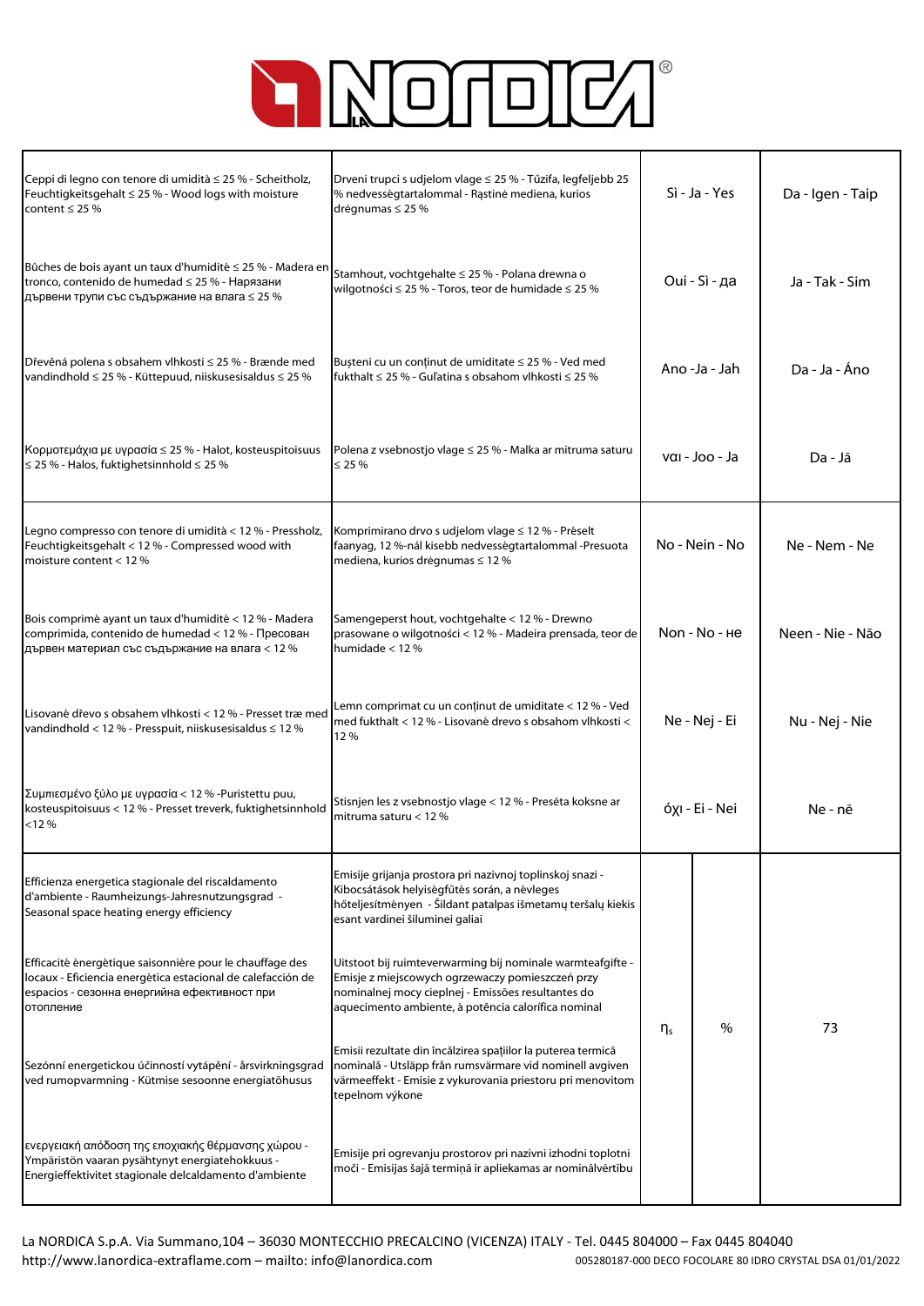| | | | | |
|---|---|---|---|---|
| Ceppi di legno con tenore di umidità ≤ 25 % - Scheitholz, Feuchtigkeitsgehalt ≤ 25 % - Wood logs with moisture content ≤ 25 % | Drveni trupci s udjelom vlage ≤ 25 % - Tűzifa, legfeljebb 25 % nedvességtartalommal - Rąstinė mediena, kurios drėgnumas ≤ 25 % | Sì - Ja - Yes | | Da - Igen - Taip |
| Bûches de bois ayant un taux d'humidité ≤ 25 % - Madera en tronco, contenido de humedad ≤ 25 % - Нарязани дървени трупи със съдържание на влага ≤ 25 % | Stamhout, vochtgehalte ≤ 25 % - Polana drewna o wilgotności ≤ 25 % - Toros, teor de humidade ≤ 25 % | Oui - Sì - да | | Ja - Tak - Sim |
| Dřevěná polena s obsahem vlhkosti ≤ 25 % - Brænde med vandindhold ≤ 25 % - Küttepuud, niiskusesisaldus ≤ 25 % | Buşteni cu un conţinut de umiditate ≤ 25 % - Ved med fukthalt ≤ 25 % - Guľatina s obsahom vlhkosti ≤ 25 % | Ano -Ja - Jah | | Da - Ja - Áno |
| Κορμοτεμάχια με υγρασία ≤ 25 % - Halot, kosteuspitoisuus ≤ 25 % - Halos, fuktighetsinnhold ≤ 25 % | Polena z vsebnostjo vlage ≤ 25 % - Malka ar mitruma saturu ≤ 25 % | ναι - Joo - Ja | | Da - Jā |
| Legno compresso con tenore di umidità < 12 % - Pressholz, Feuchtigkeitsgehalt < 12 % - Compressed wood with moisture content < 12 % | Komprimirano drvo s udjelom vlage ≤ 12 % - Préselt faanyag, 12 %-nál kisebb nedvességtartalommal -Presuota mediena, kurios drėgnumas ≤ 12 % | No - Nein - No | | Ne - Nem - Ne |
| Bois comprimé ayant un taux d'humidité < 12 % - Madera comprimida, contenido de humedad < 12 % - Пресован дървен материал със съдържание на влага < 12 % | Samengeperst hout, vochtgehalte < 12 % - Drewno prasowane o wilgotności < 12 % - Madeira prensada, teor de humidade < 12 % | Non - No - не | | Neen - Nie - Não |
| Lisované dřevo s obsahem vlhkosti < 12 % - Presset træ med vandindhold < 12 % - Presspuit, niiskusesisaldus ≤ 12 % | Lemn comprimat cu un conţinut de umiditate < 12 % - Ved med fukthalt < 12 % - Lisované drevo s obsahom vlhkosti < 12 % | Ne - Nej - Ei | | Nu - Nej - Nie |
| Συμπιεσμένο ξύλο με υγρασία < 12 % -Puristettu puu, kosteuspitoisuus < 12 % - Presset treverk, fuktighetsinnhold <12 % | Stisnjen les z vsebnostjo vlage < 12 % - Presēta koksne ar mitruma saturu < 12 % | όχι - Ei - Nei | | Ne - nē |
| Efficienza energetica stagionale del riscaldamento d'ambiente - Raumheizungs-Jahresnutzungsgrad - Seasonal space heating energy efficiency<br>Efficacité énergétique saisonnière pour le chauffage des locaux - Eficiencia energética estacional de calefacción de espacios - сезонна енергийна ефективност при отопление<br>Sezónní energetickou účinností vytápění - årsvirkningsgrad ved rumopvarmning - Kütmise sesoonne energiatõhusus<br>ενεργειακή απόδοση της εποχιακής θέρμανσης χώρου - Ympäristön vaaran pysähtynyt energiatehokkuus - Energieffektivitet stagionale delcaldamento d'ambiente | Emisije grijanja prostora pri nazivnoj toplinskoj snazi - Kibocsátások helyiségfűtés során, a névleges hőteljesítményen - Šildant patalpas išmetamų teršalų kiekis esant vardinei šiluminei galiai<br>Uitstoot bij ruimteverwarming bij nominale warmteafgifte - Emisje z miejscowych ogrzewaczy pomieszczeń przy nominalnej mocy cieplnej - Emissões resultantes do aquecimento ambiente, à potência calorífica nominal<br>Emisii rezultate din încălzirea spaţiilor la puterea termică nominală - Utsläpp från rumsvärmare vid nominell avgiven värmeeffekt - Emisie z vykurovania priestoru pri menovitom tepelnom výkone<br>Emisije pri ogrevanju prostorov pri nazivni izhodni toplotni moči - Emisijas šajā termiņā ir apliekamas ar nominālvērtību | $\eta_s$ | % | 73 |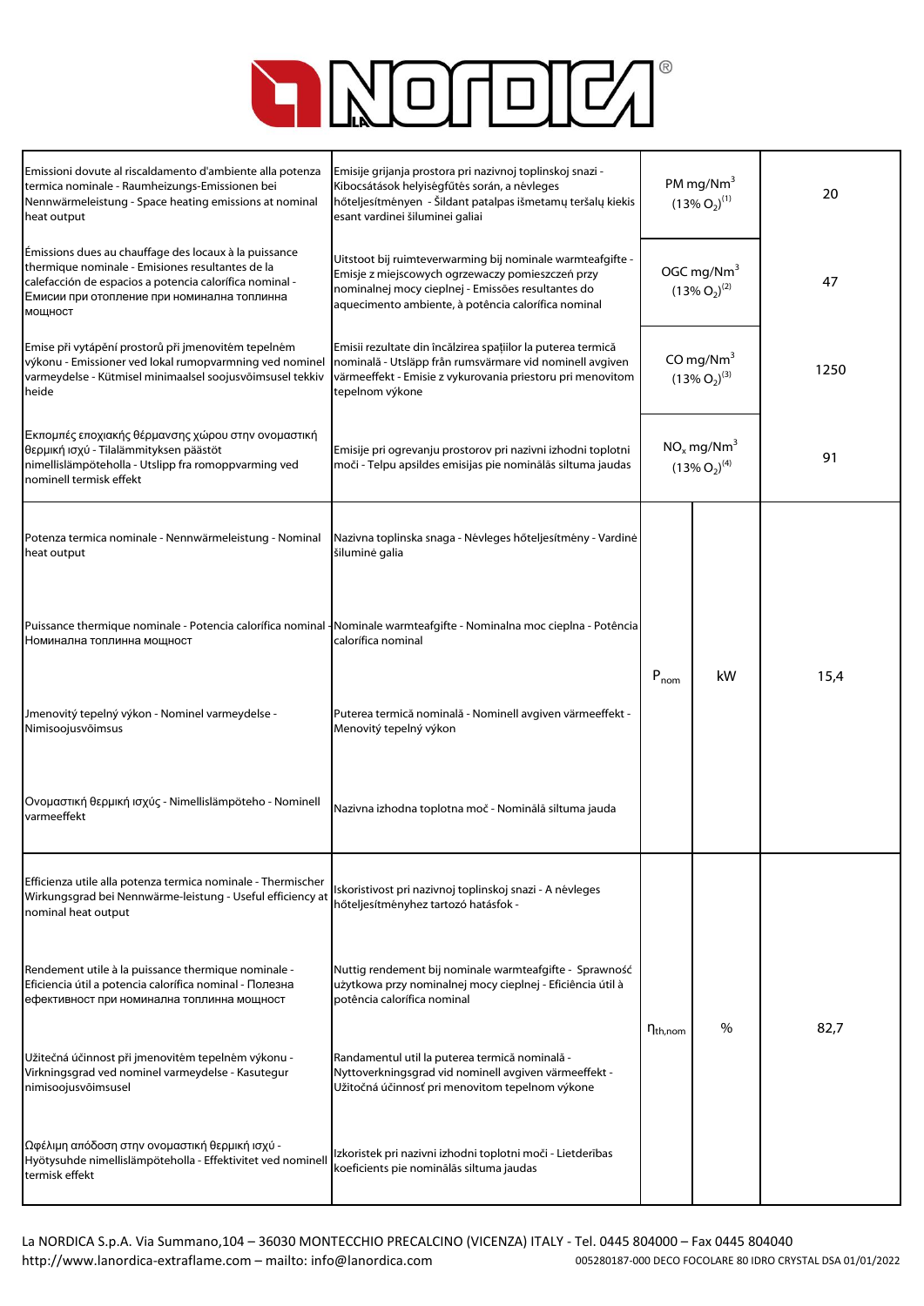| | | | | |
|---|---|---|---|---|
| Emissioni dovute al riscaldamento d'ambiente alla potenza termica nominale - Raumheizungs-Emissionen bei Nennwärmeleistung - Space heating emissions at nominal heat output | Emisije grijanja prostora pri nazivnoj toplinskoj snazi - Kibocsátások helyiségfűtés során, a névleges hőteljesítményen - Šildant patalpas išmetamų teršalų kiekis esant vardinei šiluminei galiai | PM mg/Nm$^3$ (13% $O_2$)[1] | | 20 |
| Émissions dues au chauffage des locaux à la puissance thermique nominale - Emisiones resultantes de la calefacción de espacios a potencia calorífica nominal - Емисии при отопление при номинална топлинна мощност | Uitstoot bij ruimteverwarming bij nominale warmteafgifte - Emisje z miejscowych ogrzewaczy pomieszczeń przy nominalnej mocy cieplnej - Emissões resultantes do aquecimento ambiente, à potência calorífica nominal | OGC mg/Nm$^3$ (13% $O_2$)[2] | | 47 |
| Emise při vytápění prostorů při jmenovitém tepelném výkonu - Emissioner ved lokal rumopvarmning ved nominel varmeydelse - Kütmisel minimaalsel soojusvõimsusel tekkiv heide | Emisii rezultate din încălzirea spațiilor la puterea termică nominală - Utsläpp från rumsvärmare vid nominell avgiven värmeeffekt - Emisie z vykurovania priestoru pri menovitom tepelnom výkone | CO mg/Nm$^3$ (13% $O_2$)[3] | | 1250 |
| Εκπομπές εποχιακής θέρμανσης χώρου στην ονομαστική θερμική ισχύ - Tilalämmityksen päästöt nimellislämpöteholla - Utslipp fra romoppvarming ved nominell termisk effekt | Emisije pri ogrevanju prostorov pri nazivni izhodni toplotni moči - Telpu apsildes emisijas pie nominālās siltuma jaudas | $NO_x$ mg/Nm$^3$ (13% $O_2$)[4] | | 91 |
| Potenza termica nominale - Nennwärmeleistung - Nominal heat output<br><br>Puissance thermique nominale - Potencia calorífica nominal - Номинална топлинна мощност<br><br>Jmenovitý tepelný výkon - Nominel varmeydelse - Nimisoojusvõimsus<br><br>Ονομαστική θερμική ισχύς - Nimellislämpöteho - Nominell varmeeffekt | Nazivna toplinska snaga - Névleges hőteljesítmény - Vardinė šiluminė galia<br><br>Nominale warmteafgifte - Nominalna moc cieplna - Potência calorífica nominal<br><br>Puterea termică nominală - Nominell avgiven värmeeffekt - Menovitý tepelný výkon<br><br>Nazivna izhodna toplotna moč - Nominālā siltuma jauda | $P_{nom}$ | kW | 15,4 |
| Efficienza utile alla potenza termica nominale - Thermischer Wirkungsgrad bei Nennwärme-leistung - Useful efficiency at nominal heat output<br><br>Rendement utile à la puissance thermique nominale - Eficiencia útil a potencia calorífica nominal - Полезна ефективност при номинална топлинна мощност<br><br>Užitečná účinnost při jmenovitém tepelném výkonu - Virkningsgrad ved nominel varmeydelse - Kasutegur nimisoojusvõimsusel<br><br>Ωφέλιμη απόδοση στην ονομαστική θερμική ισχύ - Hyötysuhde nimellislämpöteholla - Effektivitet ved nominell termisk effekt | Iskoristivost pri nazivnoj toplinskoj snazi - A névleges hőteljesítményhez tartozó hatásfok -<br><br>Nuttig rendement bij nominale warmteafgifte - Sprawność użytkowa przy nominalnej mocy cieplnej - Eficiência útil à potência calorífica nominal<br><br>Randamentul util la puterea termică nominală - Nyttoverkningsgrad vid nominell avgiven värmeeffekt - Užitočná účinnosť pri menovitom tepelnom výkone<br><br>Izkoristek pri nazivni izhodni toplotni moči - Lietderības koeficients pie nominālās siltuma jaudas | $\eta_{th,nom}$ | % | 82,7 |

La NORDICA S.p.A. Via Summano,104 – 36030 MONTECCHIO PRECALCINO (VICENZA) ITALY - Tel. 0445 804000 – Fax 0445 804040
http://www.lanordica-extraflame.com – mailto: info@lanordica.com

005280187-000 DECO FOCOLARE 80 IDRO CRYSTAL DSA 01/01/2022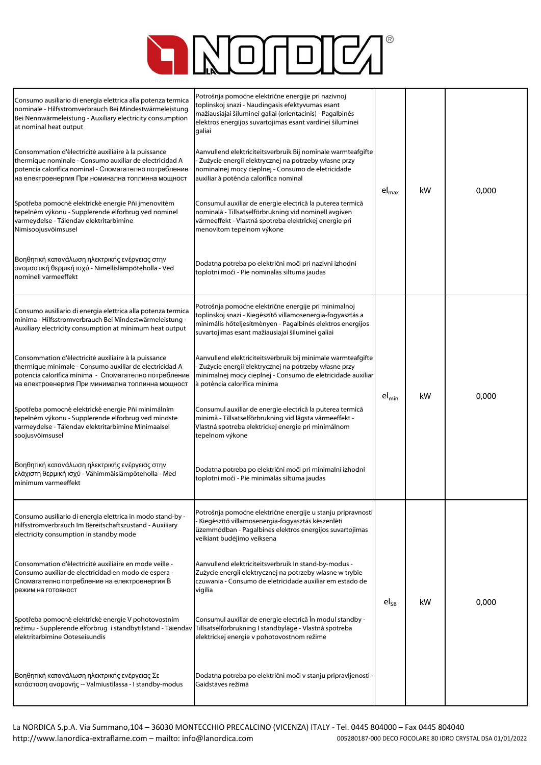| | | | | |
|---|---|---|---|---|
| Consumo ausiliario di energia elettrica alla potenza termica nominale - Hilfsstromverbrauch Bei Nennwärmeleistung - Auxiliary electricity consumption at nominal heat output<br><br>Consommation d'électricité auxiliaire à la puissance thermique nominale - Consumo auxiliar de electricidad A potencia calorífica nominal - Спомагателно потребление на електроенергия При номинална топлинна мощност<br><br>Spotřeba pomocné elektrické energie Při jmenovitém tepelném výkonu - Supplerende elforbrug ved nominel varmeydelse - Täiendav elektritarbimine Nimisoojusvõimsusel<br><br>Βοηθητική κατανάλωση ηλεκτρικής ενέργειας στην ονομαστική θερμική ισχύ - Nimellislämpöteholla - Ved nominell varmeeffekt | Potrošnja pomoćne električne energije pri nazivnoj toplinskoj snazi - Naudingasis efektyvumas esant mažiausiajai šiluminei galiai (orientacinis) - Pagalbinės elektros energijos suvartojimas esant vardinei šiluminei galiai<br><br>Aanvullend elektriciteitsverbruik Bij nominale warmteafgifte - Zużycie energii elektrycznej na potrzeby własne przy nominalnej mocy cieplnej - Consumo de eletricidade auxiliar à potência calorífica nominal<br><br>Consumul auxiliar de energie electrică la puterea termică nominală - Tillsatselförbrukning vid nominell avgiven värmeeffekt - Vlastná spotreba elektrickej energie pri menovitom tepelnom výkone<br><br>Dodatna potreba po električni moči pri nazivni izhodni toplotni moči - Pie nominālās siltuma jaudas | $el_{max}$ | kW | 0,000 |
| Consumo ausiliario di energia elettrica alla potenza termica minima - Hilfsstromverbrauch Bei Mindestwärmeleistung - Auxiliary electricity consumption at minimum heat output<br><br>Consommation d'électricité auxiliaire à la puissance thermique minimale - Consumo auxiliar de electricidad A potencia calorífica mínima - Спомагателно потребление на електроенергия При минимална топлинна мощност<br><br>Spotřeba pomocné elektrické energie Při minimálním tepelném výkonu - Supplerende elforbrug ved mindste varmeydelse - Täiendav elektritarbimine Minimaalsel soojusvõimsusel<br><br>Βοηθητική κατανάλωση ηλεκτρικής ενέργειας στην ελάχιστη θερμική ισχύ - Vähimmäislämpöteholla - Med minimum varmeeffekt | Potrošnja pomoćne električne energije pri minimalnoj toplinskoj snazi - Kiegészítő villamosenergia-fogyasztás a minimális hőteljesítményen - Pagalbinės elektros energijos suvartojimas esant mažiausiajai šiluminei galiai<br><br>Aanvullend elektriciteitsverbruik bij minimale warmteafgifte - Zużycie energii elektrycznej na potrzeby własne przy minimalnej mocy cieplnej - Consumo de eletricidade auxiliar à potência calorífica mínima<br><br>Consumul auxiliar de energie electrică la puterea termică minimă - Tillsatselförbrukning vid lägsta värmeeffekt - Vlastná spotreba elektrickej energie pri minimálnom tepelnom výkone<br><br>Dodatna potreba po električni moči pri minimalni izhodni toplotni moči - Pie minimālās siltuma jaudas | $el_{min}$ | kW | 0,000 |
| Consumo ausiliario di energia elettrica in modo stand-by - Hilfsstromverbrauch Im Bereitschaftszustand - Auxiliary electricity consumption in standby mode<br><br>Consommation d'électricité auxiliaire en mode veille - Consumo auxiliar de electricidad en modo de espera - Спомагателно потребление на електроенергия В режим на готовност<br><br>Spotřeba pomocné elektrické energie V pohotovostním režimu - Supplerende elforbrug i standbytilstand - Täiendav elektritarbimine Ooteseisundis<br><br>Βοηθητική κατανάλωση ηλεκτρικής ενέργειας Σε κατάσταση αναμονής -- Valmiustilassa - I standby-modus | Potrošnja pomoćne električne energije u stanju pripravnosti - Kiegészítő villamosenergia-fogyasztás készenléti üzemmódban - Pagalbinės elektros energijos suvartojimas veikiant budėjimo veiksena<br><br>Aanvullend elektriciteitsverbruik In stand-by-modus - Zużycie energii elektrycznej na potrzeby własne w trybie czuwania - Consumo de eletricidade auxiliar em estado de vigília<br><br>Consumul auxiliar de energie electrică În modul standby - Tillsatselförbrukning I standbyläge - Vlastná spotreba elektrickej energie v pohotovostnom režime<br><br>Dodatna potreba po električni moči v stanju pripravljenosti - Gaidstāves režīmā | $el_{SB}$ | kW | 0,000 |

La NORDICA S.p.A. Via Summano,104 – 36030 MONTECCHIO PRECALCINO (VICENZA) ITALY - Tel. 0445 804000 – Fax 0445 804040
http://www.lanordica-extraflame.com – mailto: info@lanordica.com
005280187-000 DECO FOCOLARE 80 IDRO CRYSTAL DSA 01/01/2022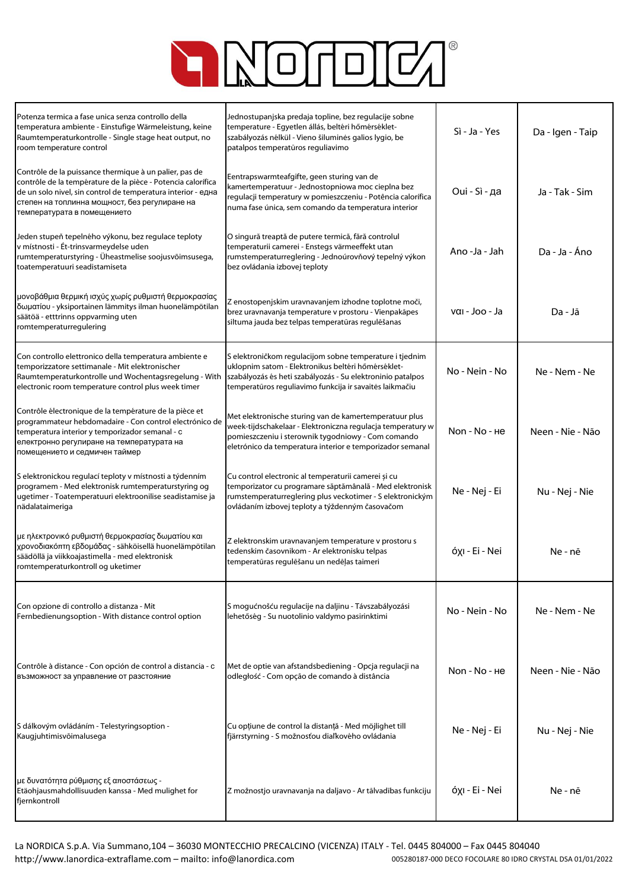# LA NORDICA

| | | | |
|---|---|---|---|
| Potenza termica a fase unica senza controllo della temperatura ambiente - Einstufige Wärmeleistung, keine Raumtemperaturkontrolle - Single stage heat output, no room temperature control | Jednostupanjska predaja topline, bez regulacije sobne temperature - Egyetlen állás, beltéri hőmérséklet-szabályozás nélkül - Vieno šiluminės galios lygio, be patalpos temperatūros reguliavimo | Sì - Ja - Yes | Da - Igen - Taip |
| Contrôle de la puissance thermique à un palier, pas de contrôle de la température de la pièce - Potencia calorífica de un solo nivel, sin control de temperatura interior - една степен на топлинна мощност, без регулиране на температурата в помещението | Eentrapswarmteafgifte, geen sturing van de kamertemperatuur - Jednostopniowa moc cieplna bez regulacji temperatury w pomieszczeniu - Potência calorífica numa fase única, sem comando da temperatura interior | Oui - Sì - да | Ja - Tak - Sim |
| Jeden stupeň tepelného výkonu, bez regulace teploty v místnosti - Ét-trinsvarmeydelse uden rumtemperaturstyring - Üheastmelise soojusvõimsusega, toatemperatuuri seadistamiseta | O singură treaptă de putere termică, fără controlul temperaturii camerei - Enstegs värmeeffekt utan rumstemperaturreglering - Jednoúrovňový tepelný výkon bez ovládania izbovej teploty | Ano -Ja - Jah | Da - Ja - Áno |
| μονοβάθμια θερμική ισχύς χωρίς ρυθμιστή θερμοκρασίας δωματίου - yksiportainen lämmitys ilman huonelämpötilan säätöä - etttrinns oppvarming uten romtemperaturregulering | Z enostopenjskim uravnavanjem izhodne toplotne moči, brez uravnavanja temperature v prostoru - Vienpakāpes siltuma jauda bez telpas temperatūras regulēšanas | ναι - Joo - Ja | Da - Jā |
| Con controllo elettronico della temperatura ambiente e temporizzatore settimanale - Mit elektronischer Raumtemperaturkontrolle und Wochentagsregelung - With electronic room temperature control plus week timer | S elektroničkom regulacijom sobne temperature i tjednim uklopnim satom - Elektronikus beltéri hőmérséklet-szabályozás és heti szabályozás - Su elektroninio patalpos temperatūros reguliavimo funkcija ir savaitės laikmačiu | No - Nein - No | Ne - Nem - Ne |
| Contrôle électronique de la température de la pièce et programmateur hebdomadaire - Con control electrónico de temperatura interior y temporizador semanal - с електронно регулиране на температурата на помещението и седмичен таймер | Met elektronische sturing van de kamertemperatuur plus week-tijdschakelaar - Elektroniczna regulacja temperatury w pomieszczeniu i sterownik tygodniowy - Com comando eletrónico da temperatura interior e temporizador semanal | Non - No - не | Neen - Nie - Não |
| S elektronickou regulací teploty v místnosti a týdenním programem - Med elektronisk rumtemperaturstyring og ugetimer - Toatemperatuuri elektroonilise seadistamise ja nädalataimeriga | Cu control electronic al temperaturii camerei și cu temporizator cu programare săptămânală - Med elektronisk rumstemperaturreglering plus veckotimer - S elektronickým ovládaním izbovej teploty a týždenným časovačom | Ne - Nej - Ei | Nu - Nej - Nie |
| με ηλεκτρονικό ρυθμιστή θερμοκρασίας δωματίου και χρονοδιακόπτη εβδομάδας - sähköisellä huonelämpötilan säädöllä ja viikkoajastimella - med elektronisk romtemperaturkontroll og uketimer | Z elektronskim uravnavanjem temperature v prostoru s tedenskim časovnikom - Ar elektronisku telpas temperatūras regulēšanu un nedēļas taimeri | όχι - Ei - Nei | Ne - nē |
| Con opzione di controllo a distanza - Mit Fernbedienungsoption - With distance control option | S mogućnošću regulacije na daljinu - Távszabályozási lehetőség - Su nuotolinio valdymo pasirinktimi | No - Nein - No | Ne - Nem - Ne |
| Contrôle à distance - Con opción de control a distancia - с възможност за управление от разстояние | Met de optie van afstandsbediening - Opcja regulacji na odległość - Com opção de comando à distância | Non - No - не | Neen - Nie - Não |
| S dálkovým ovládáním - Telestyringsoption - Kaugjuhtimisvõimalusega | Cu opțiune de control la distanță - Med möjlighet till fjärrstyrning - S možnosťou diaľkového ovládania | Ne - Nej - Ei | Nu - Nej - Nie |
| με δυνατότητα ρύθμισης εξ αποστάσεως - Etäohjausmahdollisuuden kanssa - Med mulighet for fjernkontroll | Z možnostjo uravnavanja na daljavo - Ar tālvadības funkciju | όχι - Ei - Nei | Ne - nē |

La NORDICA S.p.A. Via Summano,104 – 36030 MONTECCHIO PRECALCINO (VICENZA) ITALY - Tel. 0445 804000 – Fax 0445 804040
http://www.lanordica-extraflame.com – mailto: info@lanordica.com

005280187-000 DECO FOCOLARE 80 IDRO CRYSTAL DSA 01/01/2022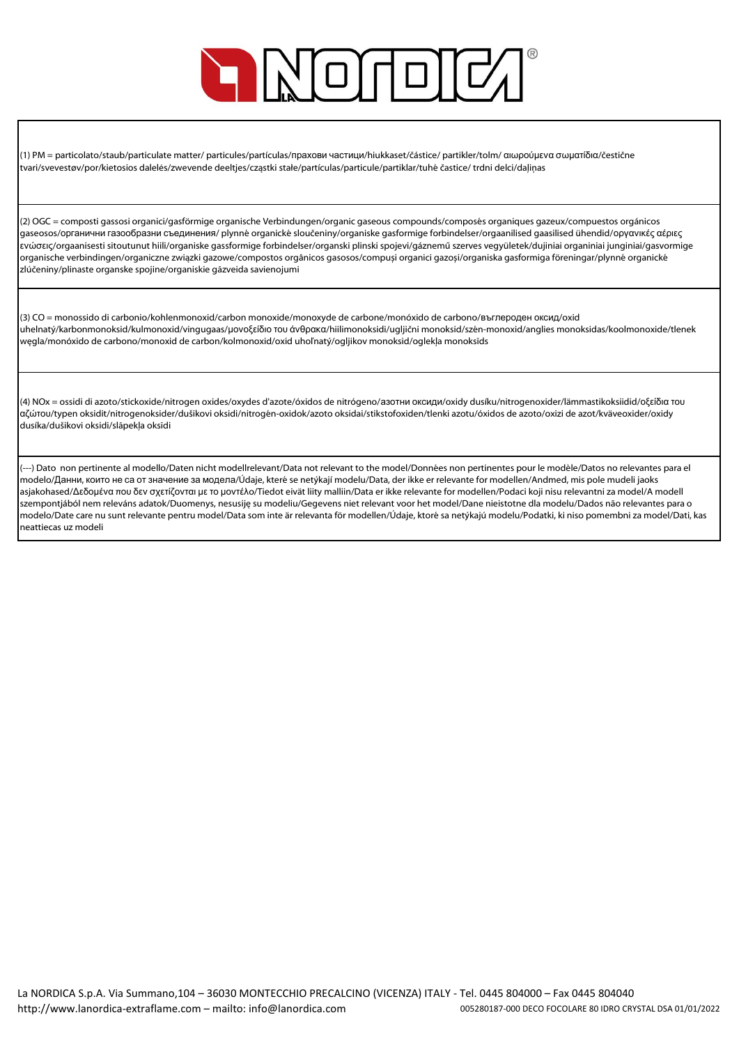(1) PM = particolato/staub/particulate matter/ particules/partículas/прахови частици/hiukkaset/částice/ partikler/tolm/ αιωρούμενα σωματίδια/čestične tvari/svevestøv/por/kietosios dalelės/zwevende deeltjes/cząstki stałe/partículas/particule/partiklar/tuhé častice/ trdni delci/daļiņas

(2) OGC = composti gassosi organici/gasförmige organische Verbindungen/organic gaseous compounds/composés organiques gazeux/compuestos orgánicos gaseosos/органични газообразни съединения/ plynné organické sloučeniny/organiske gasformige forbindelser/orgaanilised gaasilised ühendid/οργανικές αέριες ενώσεις/orgaanisesti sitoutunut hiili/organiske gassformige forbindelser/organski plinski spojevi/gáznemű szerves vegyületek/dujiniai organiniai junginiai/gasvormige organische verbindingen/organiczne związki gazowe/compostos orgânicos gasosos/compuși organici gazoși/organiska gasformiga föreningar/plynné organické zlúčeniny/plinaste organske spojine/organiskie gāzveida savienojumi

(3) CO = monossido di carbonio/kohlenmonoxid/carbon monoxide/monoxyde de carbone/monóxido de carbono/въглероден оксид/oxid uhelnatý/karbonmonoksid/kulmonoxid/vingugaas/μονοξείδιο του άνθρακα/hiilimonoksidi/ugljični monoksid/szén-monoxid/anglies monoksidas/koolmonoxide/tlenek węgla/monóxido de carbono/monoxid de carbon/kolmonoxid/oxid uhoľnatý/ogljikov monoksid/oglekļa monoksīds

(4) NOx = ossidi di azoto/stickoxide/nitrogen oxides/oxydes d'azote/óxidos de nitrógeno/азотни оксиди/oxidy dusíku/nitrogenoxider/lämmastikoksiidid/οξείδια του αζώτου/typen oksidit/nitrogenoksider/dušikovi oksidi/nitrogén-oxidok/azoto oksidai/stikstofoxiden/tlenki azotu/óxidos de azoto/oxizi de azot/kväveoxider/oxidy dusíka/dušikovi oksidi/slāpekļa oksīdi

(---) Dato non pertinente al modello/Daten nicht modellrelevant/Data not relevant to the model/Donnèes non pertinentes pour le modèle/Datos no relevantes para el modelo/Данни, които не са от значение за модела/Údaje, které se netýkají modelu/Data, der ikke er relevante for modellen/Andmed, mis pole mudeli jaoks asjakohased/Δεδομένα που δεν σχετίζονται με το μοντέλο/Tiedot eivät liity malliin/Data er ikke relevante for modellen/Podaci koji nisu relevantni za model/A modell szempontjából nem releváns adatok/Duomenys, nesusiję su modeliu/Gegevens niet relevant voor het model/Dane nieistotne dla modelu/Dados não relevantes para o modelo/Date care nu sunt relevante pentru model/Data som inte är relevanta för modellen/Údaje, ktoré sa netýkajú modelu/Podatki, ki niso pomembni za model/Dati, kas neattiecas uz modeli

La NORDICA S.p.A. Via Summano,104 – 36030 MONTECCHIO PRECALCINO (VICENZA) ITALY - Tel. 0445 804000 – Fax 0445 804040
http://www.lanordica-extraflame.com – mailto: info@lanordica.com

005280187-000 DECO FOCOLARE 80 IDRO CRYSTAL DSA 01/01/2022